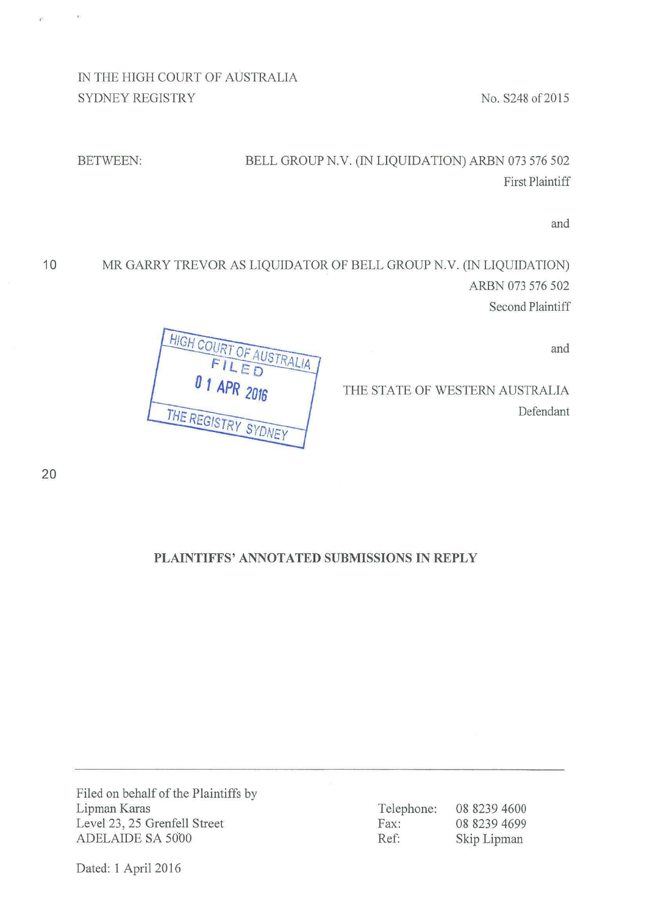IN THE HIGH COURT OF AUSTRALIA
SYDNEY REGISTRY

No. S248 of 2015

BETWEEN:

BELL GROUP N.V. (IN LIQUIDATION) ARBN 073 576 502
First Plaintiff

and

MR GARRY TREVOR AS LIQUIDATOR OF BELL GROUP N.V. (IN LIQUIDATION)
ARBN 073 576 502
Second Plaintiff

and

THE STATE OF WESTERN AUSTRALIA
Defendant

HIGH COURT OF AUSTRALIA
FILED
01 APR 2016
THE REGISTRY SYDNEY

**PLAINTIFFS' ANNOTATED SUBMISSIONS IN REPLY**

Filed on behalf of the Plaintiffs by
Lipman Karas
Level 23, 25 Grenfell Street
ADELAIDE SA 5000

Telephone: 08 8239 4600
Fax: 08 8239 4699
Ref: Skip Lipman

Dated: 1 April 2016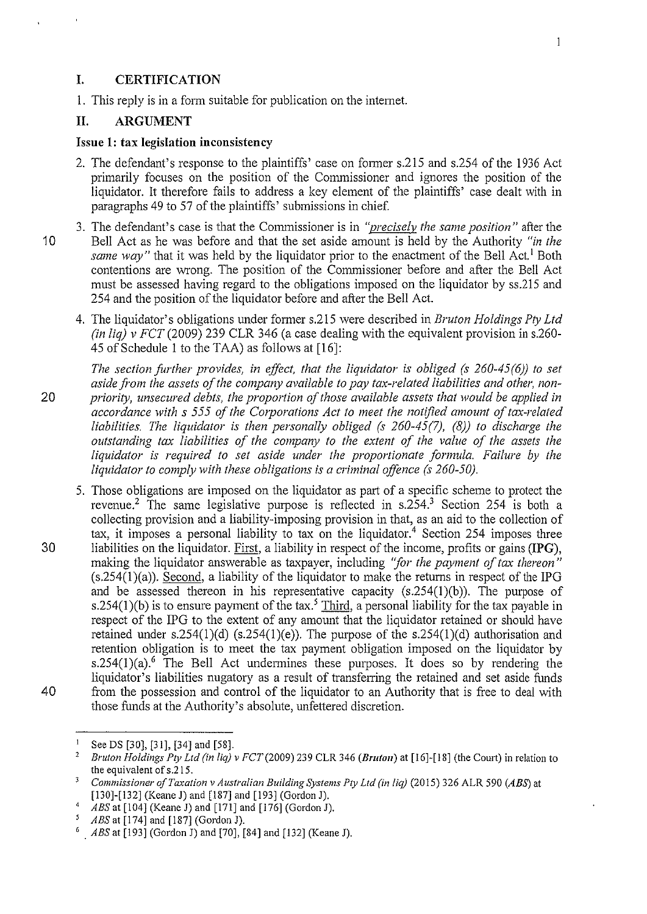## I. CERTIFICATION

1. This reply is in a form suitable for publication on the internet.

## II. ARGUMENT

### Issue 1: tax legislation inconsistency

2. The defendant's response to the plaintiffs' case on former s.215 and s.254 of the 1936 Act primarily focuses on the position of the Commissioner and ignores the position of the liquidator. It therefore fails to address a key element of the plaintiffs' case dealt with in paragraphs 49 to 57 of the plaintiffs' submissions in chief.

3. The defendant's case is that the Commissioner is in *"precisely the same position"* after the Bell Act as he was before and that the set aside amount is held by the Authority *"in the same way"* that it was held by the liquidator prior to the enactment of the Bell Act.[1] Both contentions are wrong. The position of the Commissioner before and after the Bell Act must be assessed having regard to the obligations imposed on the liquidator by ss.215 and 254 and the position of the liquidator before and after the Bell Act.

4. The liquidator's obligations under former s.215 were described in *Bruton Holdings Pty Ltd (in liq) v FCT* (2009) 239 CLR 346 (a case dealing with the equivalent provision in s.260-45 of Schedule 1 to the TAA) as follows at [16]:

   *The section further provides, in effect, that the liquidator is obliged (s 260-45(6)) to set aside from the assets of the company available to pay tax-related liabilities and other, non-priority, unsecured debts, the proportion of those available assets that would be applied in accordance with s 555 of the Corporations Act to meet the notified amount of tax-related liabilities. The liquidator is then personally obliged (s 260-45(7), (8)) to discharge the outstanding tax liabilities of the company to the extent of the value of the assets the liquidator is required to set aside under the proportionate formula. Failure by the liquidator to comply with these obligations is a criminal offence (s 260-50).*

5. Those obligations are imposed on the liquidator as part of a specific scheme to protect the revenue.[2] The same legislative purpose is reflected in s.254.[3] Section 254 is both a collecting provision and a liability-imposing provision in that, as an aid to the collection of tax, it imposes a personal liability to tax on the liquidator.[4] Section 254 imposes three liabilities on the liquidator. First, a liability in respect of the income, profits or gains (**IPG**), making the liquidator answerable as taxpayer, including *"for the payment of tax thereon"* (s.254(1)(a)). Second, a liability of the liquidator to make the returns in respect of the IPG and be assessed thereon in his representative capacity (s.254(1)(b)). The purpose of s.254(1)(b) is to ensure payment of the tax.[5] Third, a personal liability for the tax payable in respect of the IPG to the extent of any amount that the liquidator retained or should have retained under s.254(1)(d) (s.254(1)(e)). The purpose of the s.254(1)(d) authorisation and retention obligation is to meet the tax payment obligation imposed on the liquidator by s.254(1)(a).[6] The Bell Act undermines these purposes. It does so by rendering the liquidator's liabilities nugatory as a result of transferring the retained and set aside funds from the possession and control of the liquidator to an Authority that is free to deal with those funds at the Authority's absolute, unfettered discretion.

---

[1] See DS [30], [31], [34] and [58].

[2] *Bruton Holdings Pty Ltd (in liq) v FCT* (2009) 239 CLR 346 (***Bruton***) at [16]-[18] (the Court) in relation to the equivalent of s.215.

[3] *Commissioner of Taxation v Australian Building Systems Pty Ltd (in liq)* (2015) 326 ALR 590 (***ABS***) at [130]-[132] (Keane J) and [187] and [193] (Gordon J).

[4] *ABS* at [104] (Keane J) and [171] and [176] (Gordon J).

[5] *ABS* at [174] and [187] (Gordon J).

[6] *ABS* at [193] (Gordon J) and [70], [84] and [132] (Keane J).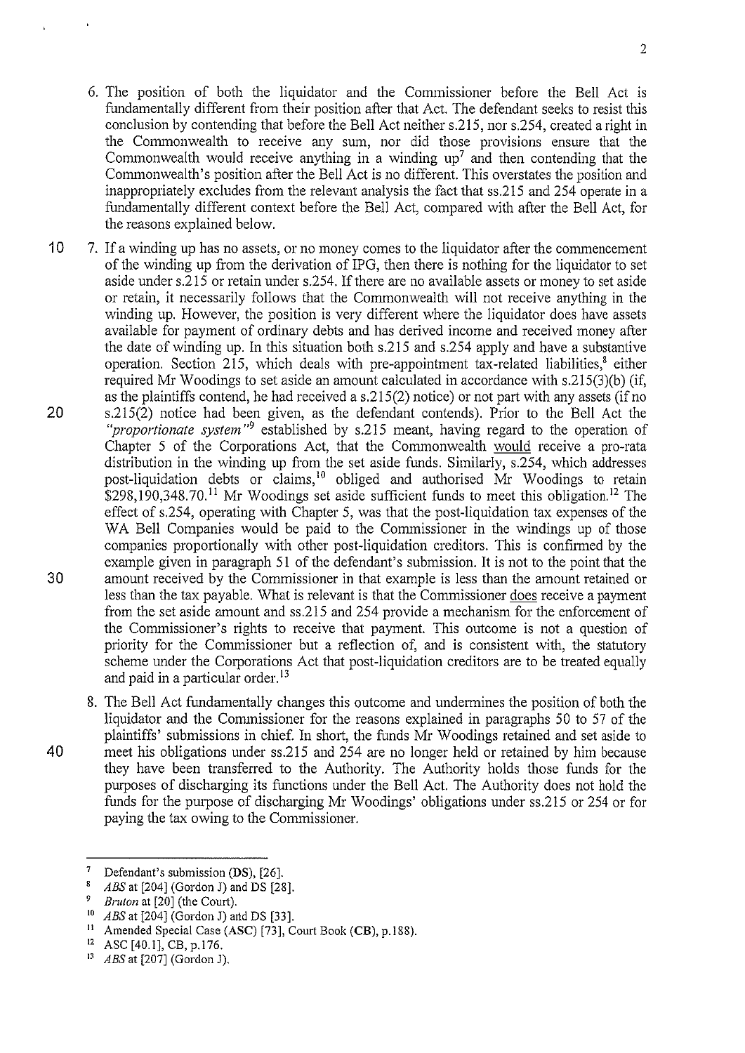6. The position of both the liquidator and the Commissioner before the Bell Act is fundamentally different from their position after that Act. The defendant seeks to resist this conclusion by contending that before the Bell Act neither s.215, nor s.254, created a right in the Commonwealth to receive any sum, nor did those provisions ensure that the Commonwealth would receive anything in a winding up[7] and then contending that the Commonwealth's position after the Bell Act is no different. This overstates the position and inappropriately excludes from the relevant analysis the fact that ss.215 and 254 operate in a fundamentally different context before the Bell Act, compared with after the Bell Act, for the reasons explained below.

7. If a winding up has no assets, or no money comes to the liquidator after the commencement of the winding up from the derivation of IPG, then there is nothing for the liquidator to set aside under s.215 or retain under s.254. If there are no available assets or money to set aside or retain, it necessarily follows that the Commonwealth will not receive anything in the winding up. However, the position is very different where the liquidator does have assets available for payment of ordinary debts and has derived income and received money after the date of winding up. In this situation both s.215 and s.254 apply and have a substantive operation. Section 215, which deals with pre-appointment tax-related liabilities,[8] either required Mr Woodings to set aside an amount calculated in accordance with s.215(3)(b) (if, as the plaintiffs contend, he had received a s.215(2) notice) or not part with any assets (if no s.215(2) notice had been given, as the defendant contends). Prior to the Bell Act the *"proportionate system"*[9] established by s.215 meant, having regard to the operation of Chapter 5 of the Corporations Act, that the Commonwealth <u>would</u> receive a pro-rata distribution in the winding up from the set aside funds. Similarly, s.254, which addresses post-liquidation debts or claims,[10] obliged and authorised Mr Woodings to retain $298,190,348.70.[11] Mr Woodings set aside sufficient funds to meet this obligation.[12] The effect of s.254, operating with Chapter 5, was that the post-liquidation tax expenses of the WA Bell Companies would be paid to the Commissioner in the windings up of those companies proportionally with other post-liquidation creditors. This is confirmed by the example given in paragraph 51 of the defendant's submission. It is not to the point that the amount received by the Commissioner in that example is less than the amount retained or less than the tax payable. What is relevant is that the Commissioner <u>does</u> receive a payment from the set aside amount and ss.215 and 254 provide a mechanism for the enforcement of the Commissioner's rights to receive that payment. This outcome is not a question of priority for the Commissioner but a reflection of, and is consistent with, the statutory scheme under the Corporations Act that post-liquidation creditors are to be treated equally and paid in a particular order.[13]

8. The Bell Act fundamentally changes this outcome and undermines the position of both the liquidator and the Commissioner for the reasons explained in paragraphs 50 to 57 of the plaintiffs' submissions in chief. In short, the funds Mr Woodings retained and set aside to meet his obligations under ss.215 and 254 are no longer held or retained by him because they have been transferred to the Authority. The Authority holds those funds for the purposes of discharging its functions under the Bell Act. The Authority does not hold the funds for the purpose of discharging Mr Woodings' obligations under ss.215 or 254 or for paying the tax owing to the Commissioner.

---

[7] Defendant's submission (**DS**), [26].

[8] *ABS* at [204] (Gordon J) and DS [28].

[9] *Bruton* at [20] (the Court).

[10] *ABS* at [204] (Gordon J) and DS [33].

[11] Amended Special Case (**ASC**) [73], Court Book (**CB**), p.188).

[12] ASC [40.1], CB, p.176.

[13] *ABS* at [207] (Gordon J).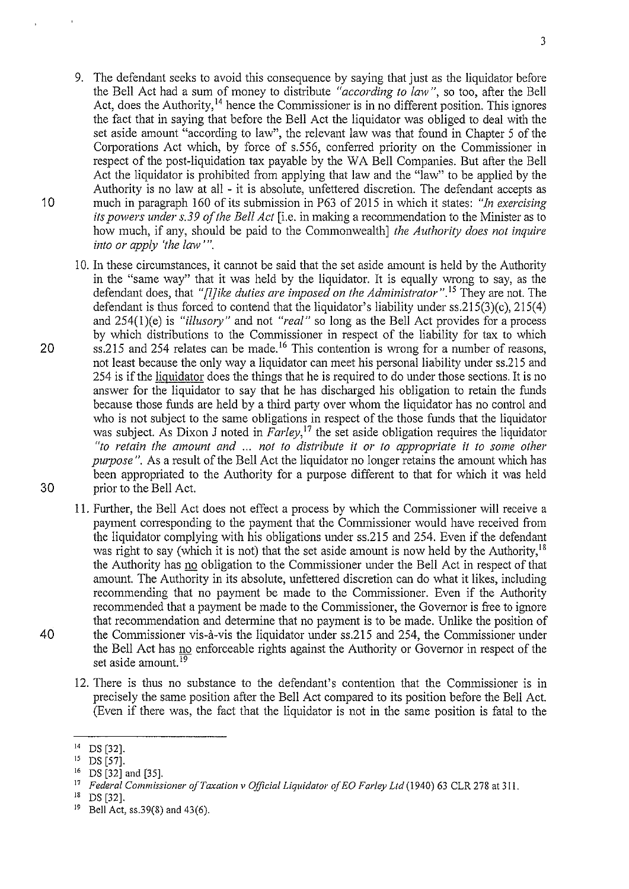9. The defendant seeks to avoid this consequence by saying that just as the liquidator before the Bell Act had a sum of money to distribute *"according to law"*, so too, after the Bell Act, does the Authority,[14] hence the Commissioner is in no different position. This ignores the fact that in saying that before the Bell Act the liquidator was obliged to deal with the set aside amount "according to law", the relevant law was that found in Chapter 5 of the Corporations Act which, by force of s.556, conferred priority on the Commissioner in respect of the post-liquidation tax payable by the WA Bell Companies. But after the Bell Act the liquidator is prohibited from applying that law and the "law" to be applied by the Authority is no law at all - it is absolute, unfettered discretion. The defendant accepts as much in paragraph 160 of its submission in P63 of 2015 in which it states: *"In exercising its powers under s.39 of the Bell Act* [i.e. in making a recommendation to the Minister as to how much, if any, should be paid to the Commonwealth] *the Authority does not inquire into or apply 'the law'"*.

10. In these circumstances, it cannot be said that the set aside amount is held by the Authority in the "same way" that it was held by the liquidator. It is equally wrong to say, as the defendant does, that *"[l]ike duties are imposed on the Administrator"*.[15] They are not. The defendant is thus forced to contend that the liquidator's liability under ss.215(3)(c), 215(4) and 254(1)(e) is *"illusory"* and not *"real"* so long as the Bell Act provides for a process by which distributions to the Commissioner in respect of the liability for tax to which ss.215 and 254 relates can be made.[16] This contention is wrong for a number of reasons, not least because the only way a liquidator can meet his personal liability under ss.215 and 254 is if the <u>liquidator</u> does the things that he is required to do under those sections. It is no answer for the liquidator to say that he has discharged his obligation to retain the funds because those funds are held by a third party over whom the liquidator has no control and who is not subject to the same obligations in respect of the those funds that the liquidator was subject. As Dixon J noted in *Farley*,[17] the set aside obligation requires the liquidator *"to retain the amount and ... not to distribute it or to appropriate it to some other purpose"*. As a result of the Bell Act the liquidator no longer retains the amount which has been appropriated to the Authority for a purpose different to that for which it was held prior to the Bell Act.

11. Further, the Bell Act does not effect a process by which the Commissioner will receive a payment corresponding to the payment that the Commissioner would have received from the liquidator complying with his obligations under ss.215 and 254. Even if the defendant was right to say (which it is not) that the set aside amount is now held by the Authority,[18] the Authority has <u>no</u> obligation to the Commissioner under the Bell Act in respect of that amount. The Authority in its absolute, unfettered discretion can do what it likes, including recommending that no payment be made to the Commissioner. Even if the Authority recommended that a payment be made to the Commissioner, the Governor is free to ignore that recommendation and determine that no payment is to be made. Unlike the position of the Commissioner vis-à-vis the liquidator under ss.215 and 254, the Commissioner under the Bell Act has <u>no</u> enforceable rights against the Authority or Governor in respect of the set aside amount.[19]

12. There is thus no substance to the defendant's contention that the Commissioner is in precisely the same position after the Bell Act compared to its position before the Bell Act. (Even if there was, the fact that the liquidator is not in the same position is fatal to the

---

[14] DS [32].

[15] DS [57].

[16] DS [32] and [35].

[17] *Federal Commissioner of Taxation v Official Liquidator of EO Farley Ltd* (1940) 63 CLR 278 at 311.

[18] DS [32].

[19] Bell Act, ss.39(8) and 43(6).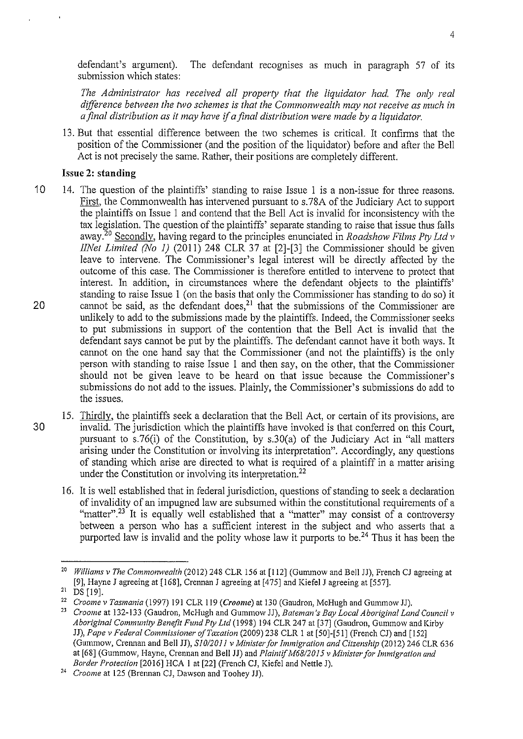defendant's argument). The defendant recognises as much in paragraph 57 of its submission which states:

*The Administrator has received all property that the liquidator had. The only real difference between the two schemes is that the Commonwealth may not receive as much in a final distribution as it may have if a final distribution were made by a liquidator.*

13. But that essential difference between the two schemes is critical. It confirms that the position of the Commissioner (and the position of the liquidator) before and after the Bell Act is not precisely the same. Rather, their positions are completely different.

**Issue 2: standing**

14. The question of the plaintiffs' standing to raise Issue 1 is a non-issue for three reasons. First, the Commonwealth has intervened pursuant to s.78A of the Judiciary Act to support the plaintiffs on Issue 1 and contend that the Bell Act is invalid for inconsistency with the tax legislation. The question of the plaintiffs' separate standing to raise that issue thus falls away.[20] Secondly, having regard to the principles enunciated in *Roadshow Films Pty Ltd v IINet Limited (No 1)* (2011) 248 CLR 37 at [2]-[3] the Commissioner should be given leave to intervene. The Commissioner's legal interest will be directly affected by the outcome of this case. The Commissioner is therefore entitled to intervene to protect that interest. In addition, in circumstances where the defendant objects to the plaintiffs' standing to raise Issue 1 (on the basis that only the Commissioner has standing to do so) it cannot be said, as the defendant does,[21] that the submissions of the Commissioner are unlikely to add to the submissions made by the plaintiffs. Indeed, the Commissioner seeks to put submissions in support of the contention that the Bell Act is invalid that the defendant says cannot be put by the plaintiffs. The defendant cannot have it both ways. It cannot on the one hand say that the Commissioner (and not the plaintiffs) is the only person with standing to raise Issue 1 and then say, on the other, that the Commissioner should not be given leave to be heard on that issue because the Commissioner's submissions do not add to the issues. Plainly, the Commissioner's submissions do add to the issues.

15. Thirdly, the plaintiffs seek a declaration that the Bell Act, or certain of its provisions, are invalid. The jurisdiction which the plaintiffs have invoked is that conferred on this Court, pursuant to s.76(i) of the Constitution, by s.30(a) of the Judiciary Act in "all matters arising under the Constitution or involving its interpretation". Accordingly, any questions of standing which arise are directed to what is required of a plaintiff in a matter arising under the Constitution or involving its interpretation.[22]

16. It is well established that in federal jurisdiction, questions of standing to seek a declaration of invalidity of an impugned law are subsumed within the constitutional requirements of a "matter".[23] It is equally well established that a "matter" may consist of a controversy between a person who has a sufficient interest in the subject and who asserts that a purported law is invalid and the polity whose law it purports to be.[24] Thus it has been the

---

[20] *Williams v The Commonwealth* (2012) 248 CLR 156 at [112] (Gummow and Bell JJ), French CJ agreeing at [9], Hayne J agreeing at [168], Crennan J agreeing at [475] and Kiefel J agreeing at [557].

[21] DS [19].

[22] *Croome v Tasmania* (1997) 191 CLR 119 (***Croome***) at 130 (Gaudron, McHugh and Gummow JJ).

[23] *Croome* at 132-133 (Gaudron, McHugh and Gummow JJ), *Bateman's Bay Local Aboriginal Land Council v Aboriginal Community Benefit Fund Pty Ltd* (1998) 194 CLR 247 at [37] (Gaudron, Gummow and Kirby JJ), *Pape v Federal Commissioner of Taxation* (2009) 238 CLR 1 at [50]-[51] (French CJ) and [152] (Gummow, Crennan and Bell JJ), *S10/2011 v Minister for Immigration and Citizenship* (2012) 246 CLR 636 at [68] (Gummow, Hayne, Crennan and Bell JJ) and *Plaintiff M68/2015 v Minister for Immigration and Border Protection* [2016] HCA 1 at [22] (French CJ, Kiefel and Nettle J).

[24] *Croome* at 125 (Brennan CJ, Dawson and Toohey JJ).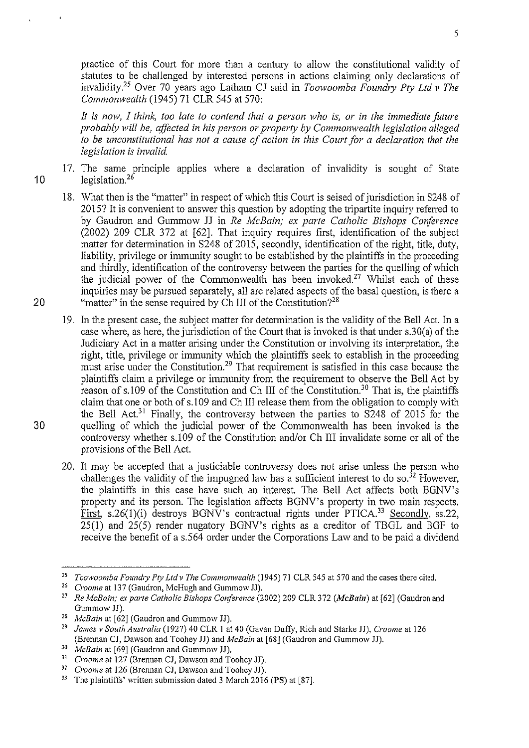practice of this Court for more than a century to allow the constitutional validity of statutes to be challenged by interested persons in actions claiming only declarations of invalidity.[25] Over 70 years ago Latham CJ said in *Toowoomba Foundry Pty Ltd v The Commonwealth* (1945) 71 CLR 545 at 570:

> *It is now, I think, too late to contend that a person who is, or in the immediate future probably will be, affected in his person or property by Commonwealth legislation alleged to be unconstitutional has not a cause of action in this Court for a declaration that the legislation is invalid.*

17. The same principle applies where a declaration of invalidity is sought of State legislation.[26]

18. What then is the "matter" in respect of which this Court is seised of jurisdiction in S248 of 2015? It is convenient to answer this question by adopting the tripartite inquiry referred to by Gaudron and Gummow JJ in *Re McBain; ex parte Catholic Bishops Conference* (2002) 209 CLR 372 at [62]. That inquiry requires first, identification of the subject matter for determination in S248 of 2015, secondly, identification of the right, title, duty, liability, privilege or immunity sought to be established by the plaintiffs in the proceeding and thirdly, identification of the controversy between the parties for the quelling of which the judicial power of the Commonwealth has been invoked.[27] Whilst each of these inquiries may be pursued separately, all are related aspects of the basal question, is there a "matter" in the sense required by Ch III of the Constitution?[28]

19. In the present case, the subject matter for determination is the validity of the Bell Act. In a case where, as here, the jurisdiction of the Court that is invoked is that under s.30(a) of the Judiciary Act in a matter arising under the Constitution or involving its interpretation, the right, title, privilege or immunity which the plaintiffs seek to establish in the proceeding must arise under the Constitution.[29] That requirement is satisfied in this case because the plaintiffs claim a privilege or immunity from the requirement to observe the Bell Act by reason of s.109 of the Constitution and Ch III of the Constitution.[30] That is, the plaintiffs claim that one or both of s.109 and Ch III release them from the obligation to comply with the Bell Act.[31] Finally, the controversy between the parties to S248 of 2015 for the quelling of which the judicial power of the Commonwealth has been invoked is the controversy whether s.109 of the Constitution and/or Ch III invalidate some or all of the provisions of the Bell Act.

20. It may be accepted that a justiciable controversy does not arise unless the person who challenges the validity of the impugned law has a sufficient interest to do so.[32] However, the plaintiffs in this case have such an interest. The Bell Act affects both BGNV's property and its person. The legislation affects BGNV's property in two main respects. <u>First</u>, s.26(1)(i) destroys BGNV's contractual rights under PTICA.[33] <u>Secondly</u>, ss.22, 25(1) and 25(5) render nugatory BGNV's rights as a creditor of TBGL and BGF to receive the benefit of a s.564 order under the Corporations Law and to be paid a dividend

---

[25] *Toowoomba Foundry Pty Ltd v The Commonwealth* (1945) 71 CLR 545 at 570 and the cases there cited.

[26] *Croome* at 137 (Gaudron, McHugh and Gummow JJ).

[27] *Re McBain; ex parte Catholic Bishops Conference* (2002) 209 CLR 372 (***McBain***) at [62] (Gaudron and Gummow JJ).

[28] *McBain* at [62] (Gaudron and Gummow JJ).

[29] *James v South Australia* (1927) 40 CLR 1 at 40 (Gavan Duffy, Rich and Starke JJ), *Croome* at 126 (Brennan CJ, Dawson and Toohey JJ) and *McBain* at [68] (Gaudron and Gummow JJ).

[30] *McBain* at [69] (Gaudron and Gummow JJ).

[31] *Croome* at 127 (Brennan CJ, Dawson and Toohey JJ).

[32] *Croome* at 126 (Brennan CJ, Dawson and Toohey JJ).

[33] The plaintiffs' written submission dated 3 March 2016 (**PS**) at [87].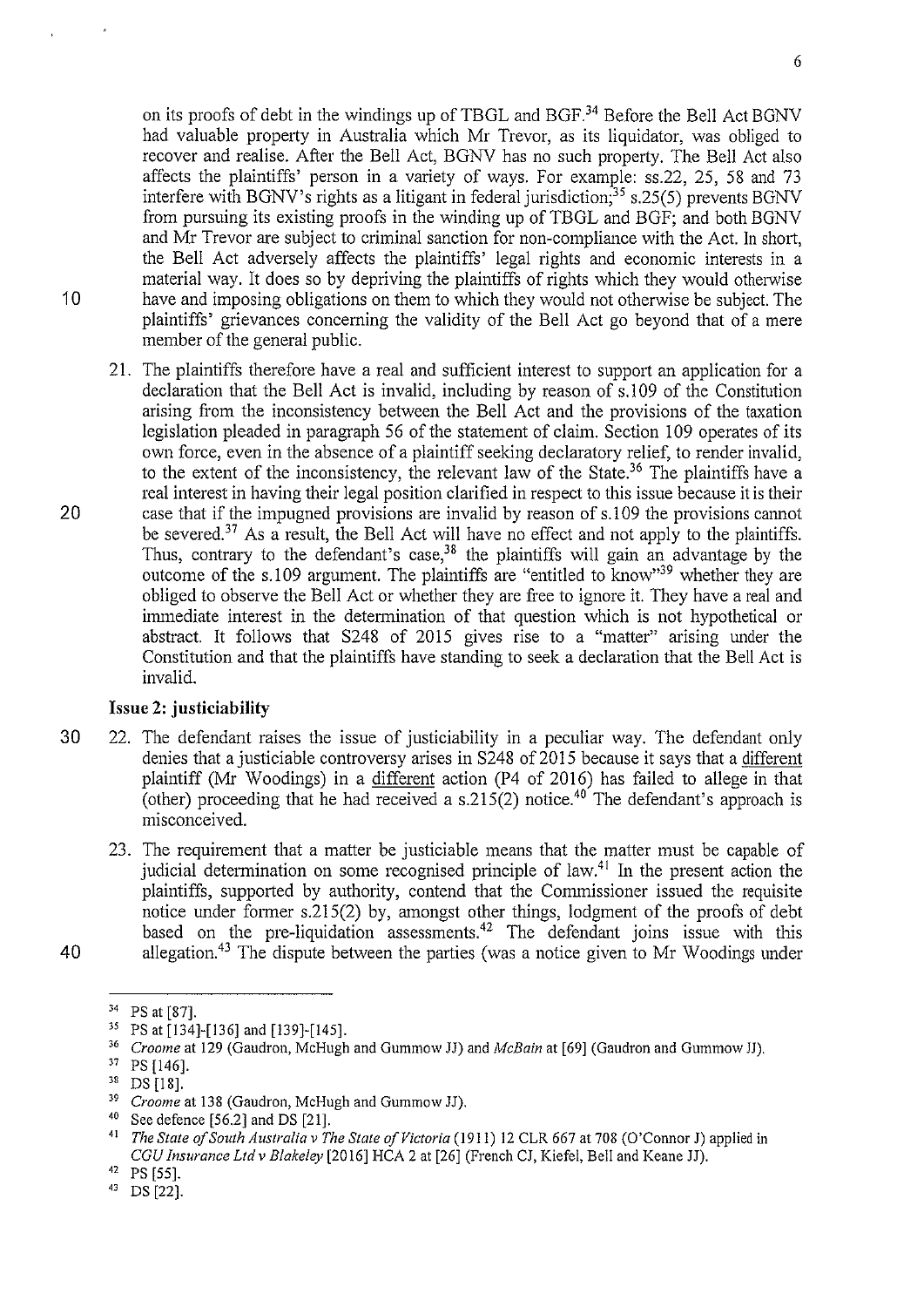on its proofs of debt in the windings up of TBGL and BGF.[34] Before the Bell Act BGNV had valuable property in Australia which Mr Trevor, as its liquidator, was obliged to recover and realise. After the Bell Act, BGNV has no such property. The Bell Act also affects the plaintiffs' person in a variety of ways. For example: ss.22, 25, 58 and 73 interfere with BGNV's rights as a litigant in federal jurisdiction;[35] s.25(5) prevents BGNV from pursuing its existing proofs in the winding up of TBGL and BGF; and both BGNV and Mr Trevor are subject to criminal sanction for non-compliance with the Act. In short, the Bell Act adversely affects the plaintiffs' legal rights and economic interests in a material way. It does so by depriving the plaintiffs of rights which they would otherwise have and imposing obligations on them to which they would not otherwise be subject. The plaintiffs' grievances concerning the validity of the Bell Act go beyond that of a mere member of the general public.

21. The plaintiffs therefore have a real and sufficient interest to support an application for a declaration that the Bell Act is invalid, including by reason of s.109 of the Constitution arising from the inconsistency between the Bell Act and the provisions of the taxation legislation pleaded in paragraph 56 of the statement of claim. Section 109 operates of its own force, even in the absence of a plaintiff seeking declaratory relief, to render invalid, to the extent of the inconsistency, the relevant law of the State.[36] The plaintiffs have a real interest in having their legal position clarified in respect to this issue because it is their case that if the impugned provisions are invalid by reason of s.109 the provisions cannot be severed.[37] As a result, the Bell Act will have no effect and not apply to the plaintiffs. Thus, contrary to the defendant's case,[38] the plaintiffs will gain an advantage by the outcome of the s.109 argument. The plaintiffs are "entitled to know"[39] whether they are obliged to observe the Bell Act or whether they are free to ignore it. They have a real and immediate interest in the determination of that question which is not hypothetical or abstract. It follows that S248 of 2015 gives rise to a "matter" arising under the Constitution and that the plaintiffs have standing to seek a declaration that the Bell Act is invalid.

### Issue 2: justiciability

22. The defendant raises the issue of justiciability in a peculiar way. The defendant only denies that a justiciable controversy arises in S248 of 2015 because it says that a <u>different</u> plaintiff (Mr Woodings) in a <u>different</u> action (P4 of 2016) has failed to allege in that (other) proceeding that he had received a s.215(2) notice.[40] The defendant's approach is misconceived.

23. The requirement that a matter be justiciable means that the matter must be capable of judicial determination on some recognised principle of law.[41] In the present action the plaintiffs, supported by authority, contend that the Commissioner issued the requisite notice under former s.215(2) by, amongst other things, lodgment of the proofs of debt based on the pre-liquidation assessments.[42] The defendant joins issue with this allegation.[43] The dispute between the parties (was a notice given to Mr Woodings under

---

[34] PS at [87].

[35] PS at [134]-[136] and [139]-[145].

[36] *Croome* at 129 (Gaudron, McHugh and Gummow JJ) and *McBain* at [69] (Gaudron and Gummow JJ).

[37] PS [146].

[38] DS [18].

[39] *Croome* at 138 (Gaudron, McHugh and Gummow JJ).

[40] See defence [56.2] and DS [21].

[41] *The State of South Australia v The State of Victoria* (1911) 12 CLR 667 at 708 (O'Connor J) applied in *CGU Insurance Ltd v Blakeley* [2016] HCA 2 at [26] (French CJ, Kiefel, Bell and Keane JJ).

[42] PS [55].

[43] DS [22].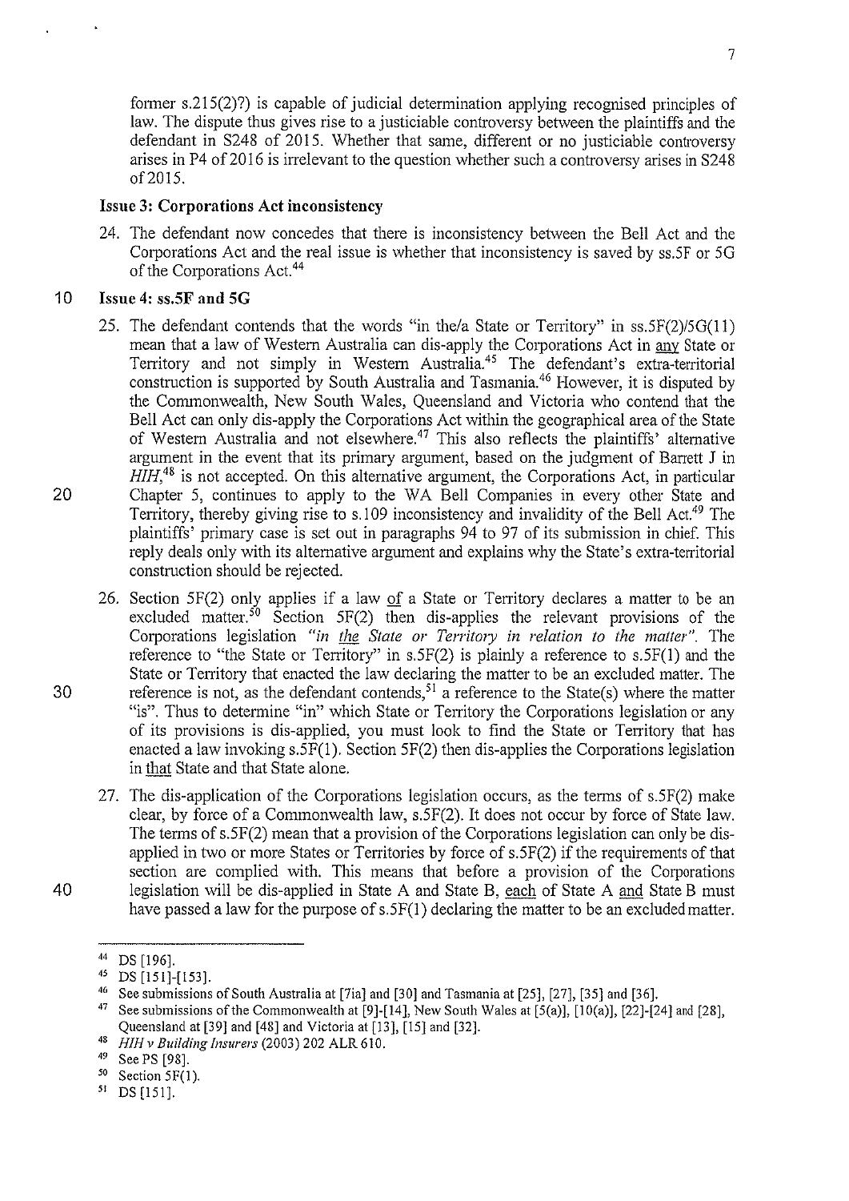former s.215(2)?) is capable of judicial determination applying recognised principles of law. The dispute thus gives rise to a justiciable controversy between the plaintiffs and the defendant in S248 of 2015. Whether that same, different or no justiciable controversy arises in P4 of 2016 is irrelevant to the question whether such a controversy arises in S248 of 2015.

**Issue 3: Corporations Act inconsistency**

24. The defendant now concedes that there is inconsistency between the Bell Act and the Corporations Act and the real issue is whether that inconsistency is saved by ss.5F or 5G of the Corporations Act.[44]

**Issue 4: ss.5F and 5G**

25. The defendant contends that the words "in the/a State or Territory" in ss.5F(2)/5G(11) mean that a law of Western Australia can dis-apply the Corporations Act in <u>any</u> State or Territory and not simply in Western Australia.[45] The defendant's extra-territorial construction is supported by South Australia and Tasmania.[46] However, it is disputed by the Commonwealth, New South Wales, Queensland and Victoria who contend that the Bell Act can only dis-apply the Corporations Act within the geographical area of the State of Western Australia and not elsewhere.[47] This also reflects the plaintiffs' alternative argument in the event that its primary argument, based on the judgment of Barrett J in *HIH*,[48] is not accepted. On this alternative argument, the Corporations Act, in particular Chapter 5, continues to apply to the WA Bell Companies in every other State and Territory, thereby giving rise to s.109 inconsistency and invalidity of the Bell Act.[49] The plaintiffs' primary case is set out in paragraphs 94 to 97 of its submission in chief. This reply deals only with its alternative argument and explains why the State's extra-territorial construction should be rejected.

26. Section 5F(2) only applies if a law <u>of</u> a State or Territory declares a matter to be an excluded matter.[50] Section 5F(2) then dis-applies the relevant provisions of the Corporations legislation *"in <u>the</u> State or Territory in relation to the matter"*. The reference to "the State or Territory" in s.5F(2) is plainly a reference to s.5F(1) and the State or Territory that enacted the law declaring the matter to be an excluded matter. The reference is not, as the defendant contends,[51] a reference to the State(s) where the matter "is". Thus to determine "in" which State or Territory the Corporations legislation or any of its provisions is dis-applied, you must look to find the State or Territory that has enacted a law invoking s.5F(1). Section 5F(2) then dis-applies the Corporations legislation in <u>that</u> State and that State alone.

27. The dis-application of the Corporations legislation occurs, as the terms of s.5F(2) make clear, by force of a Commonwealth law, s.5F(2). It does not occur by force of State law. The terms of s.5F(2) mean that a provision of the Corporations legislation can only be dis-applied in two or more States or Territories by force of s.5F(2) if the requirements of that section are complied with. This means that before a provision of the Corporations legislation will be dis-applied in State A and State B, <u>each</u> of State A <u>and</u> State B must have passed a law for the purpose of s.5F(1) declaring the matter to be an excluded matter.

---

[44] DS [196].

[45] DS [151]-[153].

[46] See submissions of South Australia at [7ia] and [30] and Tasmania at [25], [27], [35] and [36].

[47] See submissions of the Commonwealth at [9]-[14], New South Wales at [5(a)], [10(a)], [22]-[24] and [28], Queensland at [39] and [48] and Victoria at [13], [15] and [32].

[48] *HIH v Building Insurers* (2003) 202 ALR 610.

[49] See PS [98].

[50] Section 5F(1).

[51] DS [151].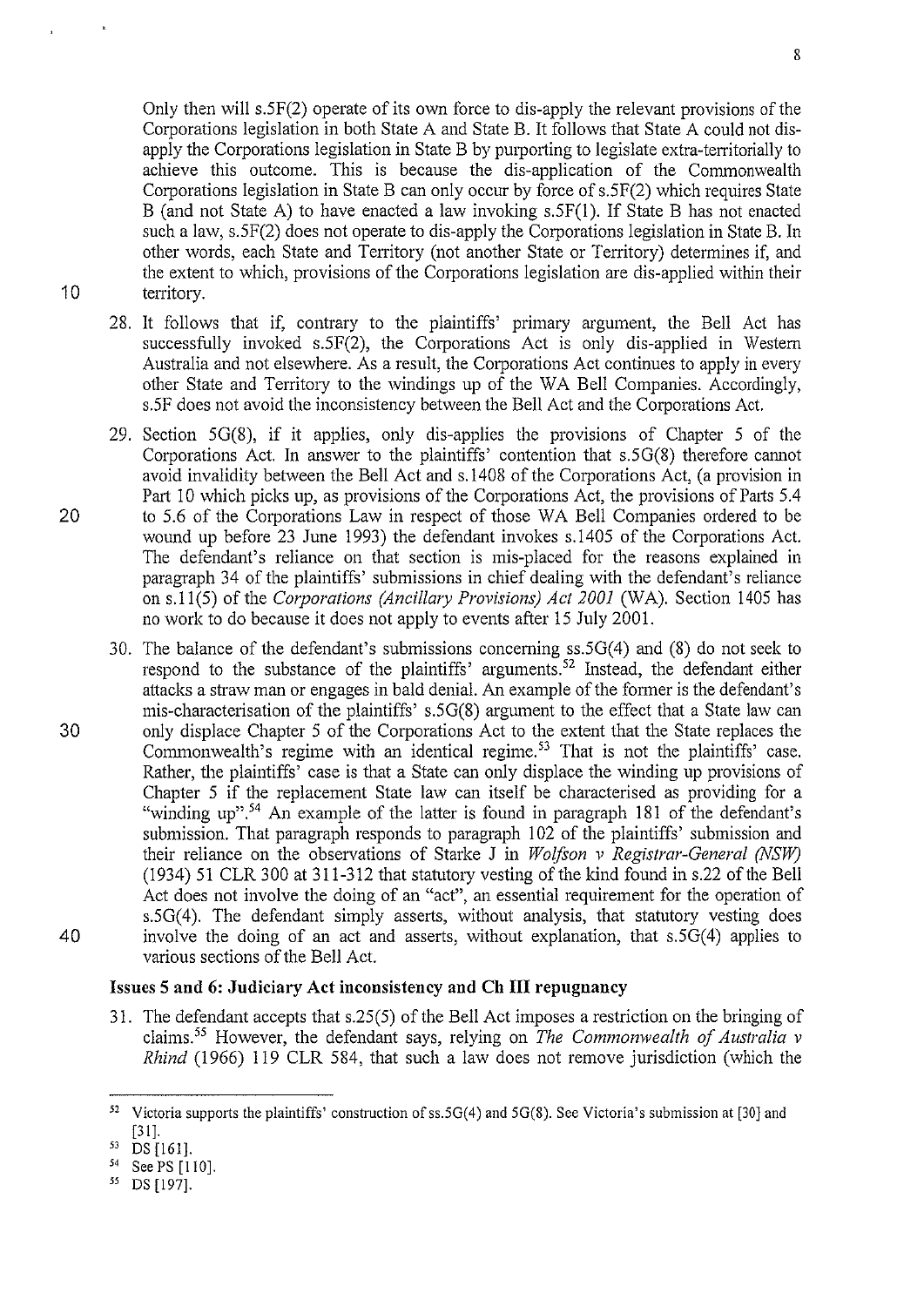Only then will s.5F(2) operate of its own force to dis-apply the relevant provisions of the Corporations legislation in both State A and State B. It follows that State A could not dis-apply the Corporations legislation in State B by purporting to legislate extra-territorially to achieve this outcome. This is because the dis-application of the Commonwealth Corporations legislation in State B can only occur by force of s.5F(2) which requires State B (and not State A) to have enacted a law invoking s.5F(1). If State B has not enacted such a law, s.5F(2) does not operate to dis-apply the Corporations legislation in State B. In other words, each State and Territory (not another State or Territory) determines if, and the extent to which, provisions of the Corporations legislation are dis-applied within their territory.

28. It follows that if, contrary to the plaintiffs' primary argument, the Bell Act has successfully invoked s.5F(2), the Corporations Act is only dis-applied in Western Australia and not elsewhere. As a result, the Corporations Act continues to apply in every other State and Territory to the windings up of the WA Bell Companies. Accordingly, s.5F does not avoid the inconsistency between the Bell Act and the Corporations Act.

29. Section 5G(8), if it applies, only dis-applies the provisions of Chapter 5 of the Corporations Act. In answer to the plaintiffs' contention that s.5G(8) therefore cannot avoid invalidity between the Bell Act and s.1408 of the Corporations Act, (a provision in Part 10 which picks up, as provisions of the Corporations Act, the provisions of Parts 5.4 to 5.6 of the Corporations Law in respect of those WA Bell Companies ordered to be wound up before 23 June 1993) the defendant invokes s.1405 of the Corporations Act. The defendant's reliance on that section is mis-placed for the reasons explained in paragraph 34 of the plaintiffs' submissions in chief dealing with the defendant's reliance on s.11(5) of the *Corporations (Ancillary Provisions) Act 2001* (WA). Section 1405 has no work to do because it does not apply to events after 15 July 2001.

30. The balance of the defendant's submissions concerning ss.5G(4) and (8) do not seek to respond to the substance of the plaintiffs' arguments.[52] Instead, the defendant either attacks a straw man or engages in bald denial. An example of the former is the defendant's mis-characterisation of the plaintiffs' s.5G(8) argument to the effect that a State law can only displace Chapter 5 of the Corporations Act to the extent that the State replaces the Commonwealth's regime with an identical regime.[53] That is not the plaintiffs' case. Rather, the plaintiffs' case is that a State can only displace the winding up provisions of Chapter 5 if the replacement State law can itself be characterised as providing for a "winding up".[54] An example of the latter is found in paragraph 181 of the defendant's submission. That paragraph responds to paragraph 102 of the plaintiffs' submission and their reliance on the observations of Starke J in *Wolfson v Registrar-General (NSW)* (1934) 51 CLR 300 at 311-312 that statutory vesting of the kind found in s.22 of the Bell Act does not involve the doing of an "act", an essential requirement for the operation of s.5G(4). The defendant simply asserts, without analysis, that statutory vesting does involve the doing of an act and asserts, without explanation, that s.5G(4) applies to various sections of the Bell Act.

### Issues 5 and 6: Judiciary Act inconsistency and Ch III repugnancy

31. The defendant accepts that s.25(5) of the Bell Act imposes a restriction on the bringing of claims.[55] However, the defendant says, relying on *The Commonwealth of Australia v Rhind* (1966) 119 CLR 584, that such a law does not remove jurisdiction (which the

---

[52] Victoria supports the plaintiffs' construction of ss.5G(4) and 5G(8). See Victoria's submission at [30] and [31].

[53] DS [161].

[54] See PS [110].

[55] DS [197].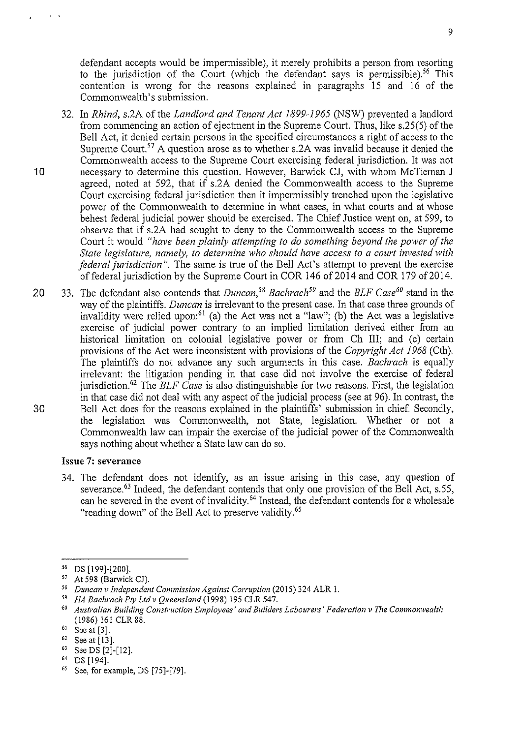defendant accepts would be impermissible), it merely prohibits a person from resorting to the jurisdiction of the Court (which the defendant says is permissible).[56] This contention is wrong for the reasons explained in paragraphs 15 and 16 of the Commonwealth's submission.

32. In *Rhind*, s.2A of the *Landlord and Tenant Act 1899-1965* (NSW) prevented a landlord from commencing an action of ejectment in the Supreme Court. Thus, like s.25(5) of the Bell Act, it denied certain persons in the specified circumstances a right of access to the Supreme Court.[57] A question arose as to whether s.2A was invalid because it denied the Commonwealth access to the Supreme Court exercising federal jurisdiction. It was not necessary to determine this question. However, Barwick CJ, with whom McTiernan J agreed, noted at 592, that if s.2A denied the Commonwealth access to the Supreme Court exercising federal jurisdiction then it impermissibly trenched upon the legislative power of the Commonwealth to determine in what cases, in what courts and at whose behest federal judicial power should be exercised. The Chief Justice went on, at 599, to observe that if s.2A had sought to deny to the Commonwealth access to the Supreme Court it would *"have been plainly attempting to do something beyond the power of the State legislature, namely, to determine who should have access to a court invested with federal jurisdiction"*. The same is true of the Bell Act's attempt to prevent the exercise of federal jurisdiction by the Supreme Court in COR 146 of 2014 and COR 179 of 2014.

33. The defendant also contends that *Duncan*,[58] *Bachrach*[59] and the *BLF Case*[60] stand in the way of the plaintiffs. *Duncan* is irrelevant to the present case. In that case three grounds of invalidity were relied upon:[61] (a) the Act was not a "law"; (b) the Act was a legislative exercise of judicial power contrary to an implied limitation derived either from an historical limitation on colonial legislative power or from Ch III; and (c) certain provisions of the Act were inconsistent with provisions of the *Copyright Act 1968* (Cth). The plaintiffs do not advance any such arguments in this case. *Bachrach* is equally irrelevant: the litigation pending in that case did not involve the exercise of federal jurisdiction.[62] The *BLF Case* is also distinguishable for two reasons. First, the legislation in that case did not deal with any aspect of the judicial process (see at 96). In contrast, the Bell Act does for the reasons explained in the plaintiffs' submission in chief. Secondly, the legislation was Commonwealth, not State, legislation. Whether or not a Commonwealth law can impair the exercise of the judicial power of the Commonwealth says nothing about whether a State law can do so.

### Issue 7: severance

34. The defendant does not identify, as an issue arising in this case, any question of severance.[63] Indeed, the defendant contends that only one provision of the Bell Act, s.55, can be severed in the event of invalidity.[64] Instead, the defendant contends for a wholesale "reading down" of the Bell Act to preserve validity.[65]

---

[56] DS [199]-[200].

[57] At 598 (Barwick CJ).

[58] *Duncan v Independent Commission Against Corruption* (2015) 324 ALR 1.

[59] *HA Bachrach Pty Ltd v Queensland* (1998) 195 CLR 547.

[60] *Australian Building Construction Employees' and Builders Labourers' Federation v The Commonwealth* (1986) 161 CLR 88.

[61] See at [3].

[62] See at [13].

[63] See DS [2]-[12].

[64] DS [194].

[65] See, for example, DS [75]-[79].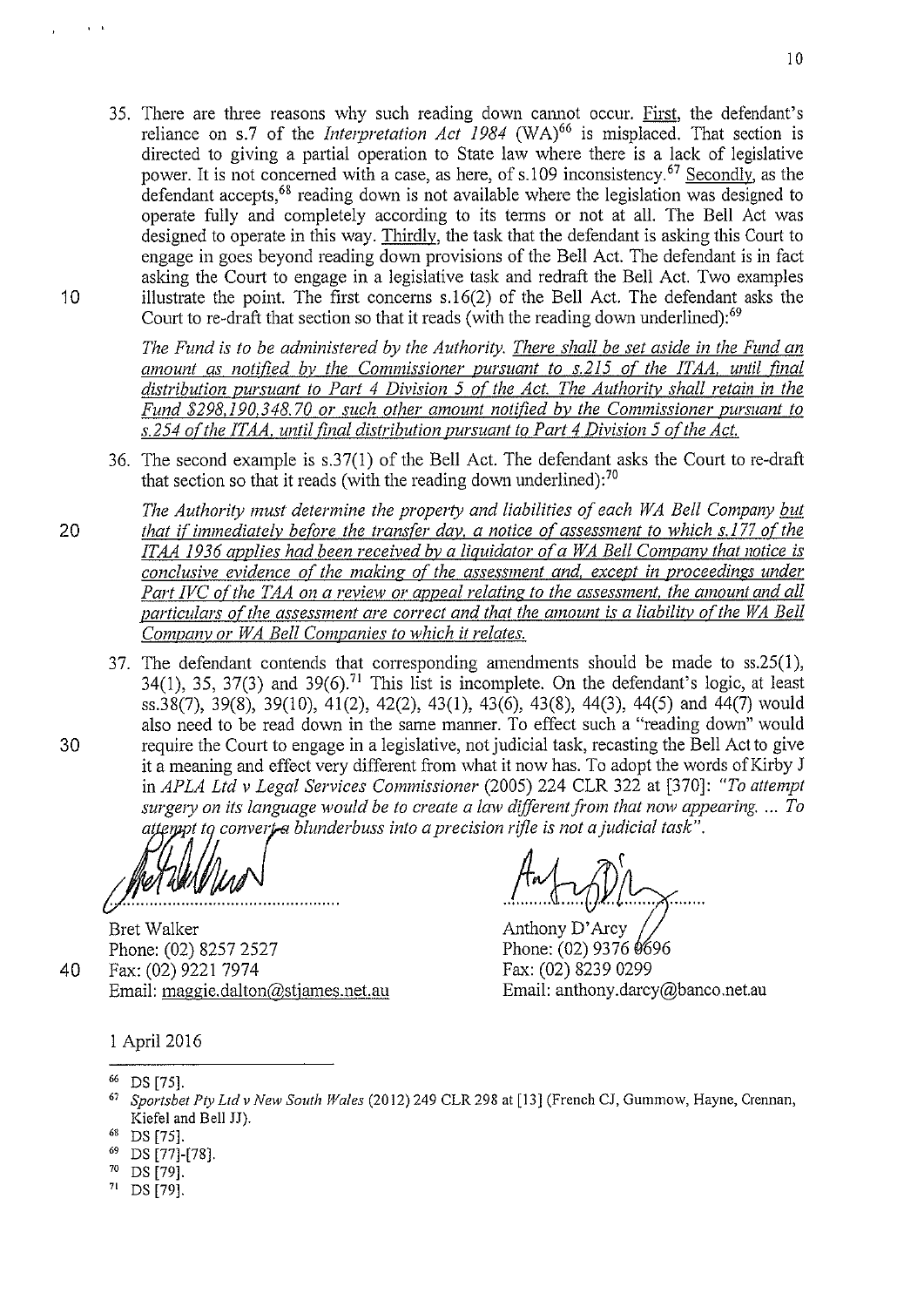35. There are three reasons why such reading down cannot occur. First, the defendant's reliance on s.7 of the *Interpretation Act 1984* (WA)[66] is misplaced. That section is directed to giving a partial operation to State law where there is a lack of legislative power. It is not concerned with a case, as here, of s.109 inconsistency.[67] Secondly, as the defendant accepts,[68] reading down is not available where the legislation was designed to operate fully and completely according to its terms or not at all. The Bell Act was designed to operate in this way. Thirdly, the task that the defendant is asking this Court to engage in goes beyond reading down provisions of the Bell Act. The defendant is in fact asking the Court to engage in a legislative task and redraft the Bell Act. Two examples illustrate the point. The first concerns s.16(2) of the Bell Act. The defendant asks the Court to re-draft that section so that it reads (with the reading down underlined):[69]

*The Fund is to be administered by the Authority. <u>There shall be set aside in the Fund an amount as notified by the Commissioner pursuant to s.215 of the ITAA, until final distribution pursuant to Part 4 Division 5 of the Act. The Authority shall retain in the Fund $298,190,348.70 or such other amount notified by the Commissioner pursuant to s.254 of the ITAA, until final distribution pursuant to Part 4 Division 5 of the Act.</u>*

36. The second example is s.37(1) of the Bell Act. The defendant asks the Court to re-draft that section so that it reads (with the reading down underlined):[70]

*The Authority must determine the property and liabilities of each WA Bell Company <u>but that if immediately before the transfer day, a notice of assessment to which s.177 of the ITAA 1936 applies had been received by a liquidator of a WA Bell Company that notice is conclusive evidence of the making of the assessment and, except in proceedings under Part IVC of the TAA on a review or appeal relating to the assessment, the amount and all particulars of the assessment are correct and that the amount is a liability of the WA Bell Company or WA Bell Companies to which it relates.</u>*

37. The defendant contends that corresponding amendments should be made to ss.25(1), 34(1), 35, 37(3) and 39(6).[71] This list is incomplete. On the defendant's logic, at least ss.38(7), 39(8), 39(10), 41(2), 42(2), 43(1), 43(6), 43(8), 44(3), 44(5) and 44(7) would also need to be read down in the same manner. To effect such a "reading down" would require the Court to engage in a legislative, not judicial task, recasting the Bell Act to give it a meaning and effect very different from what it now has. To adopt the words of Kirby J in *APLA Ltd v Legal Services Commissioner* (2005) 224 CLR 322 at [370]: *"To attempt surgery on its language would be to create a law different from that now appearing. ... To attempt to convert a blunderbuss into a precision rifle is not a judicial task".*

| | |
|---|---|
| Bret Walker | Anthony D'Arcy |
| Phone: (02) 8257 2527 | Phone: (02) 9376 0696 |
| Fax: (02) 9221 7974 | Fax: (02) 8239 0299 |
| Email: maggie.dalton@stjames.net.au | Email: anthony.darcy@banco.net.au |

1 April 2016

---

[66] DS [75].

[67] *Sportsbet Pty Ltd v New South Wales* (2012) 249 CLR 298 at [13] (French CJ, Gummow, Hayne, Crennan, Kiefel and Bell JJ).

[68] DS [75].

[69] DS [77]-[78].

[70] DS [79].

[71] DS [79].